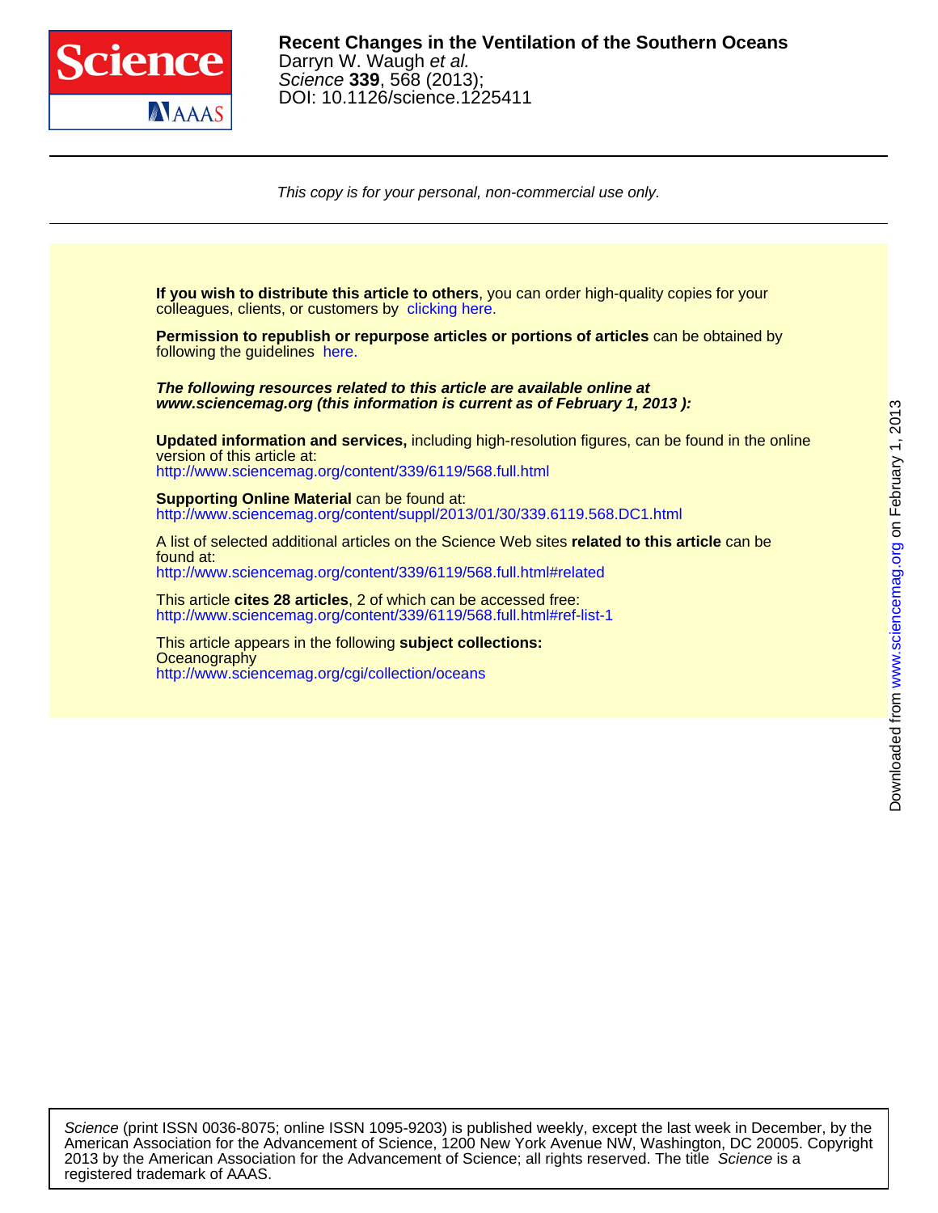**Recent Changes in the Ventilation of the Southern Oceans**
Darryn W. Waugh *et al.*
*Science* **339**, 568 (2013);
DOI: 10.1126/science.1225411

*This copy is for your personal, non-commercial use only.*

**If you wish to distribute this article to others**, you can order high-quality copies for your colleagues, clients, or customers by clicking here.

**Permission to republish or repurpose articles or portions of articles** can be obtained by following the guidelines here.

***The following resources related to this article are available online at www.sciencemag.org (this information is current as of February 1, 2013 ):***

**Updated information and services,** including high-resolution figures, can be found in the online version of this article at:
http://www.sciencemag.org/content/339/6119/568.full.html

**Supporting Online Material** can be found at:
http://www.sciencemag.org/content/suppl/2013/01/30/339.6119.568.DC1.html

A list of selected additional articles on the Science Web sites **related to this article** can be found at:
http://www.sciencemag.org/content/339/6119/568.full.html#related

This article **cites 28 articles**, 2 of which can be accessed free:
http://www.sciencemag.org/content/339/6119/568.full.html#ref-list-1

This article appears in the following **subject collections:**
Oceanography
http://www.sciencemag.org/cgi/collection/oceans

*Science* (print ISSN 0036-8075; online ISSN 1095-9203) is published weekly, except the last week in December, by the American Association for the Advancement of Science, 1200 New York Avenue NW, Washington, DC 20005. Copyright 2013 by the American Association for the Advancement of Science; all rights reserved. The title *Science* is a registered trademark of AAAS.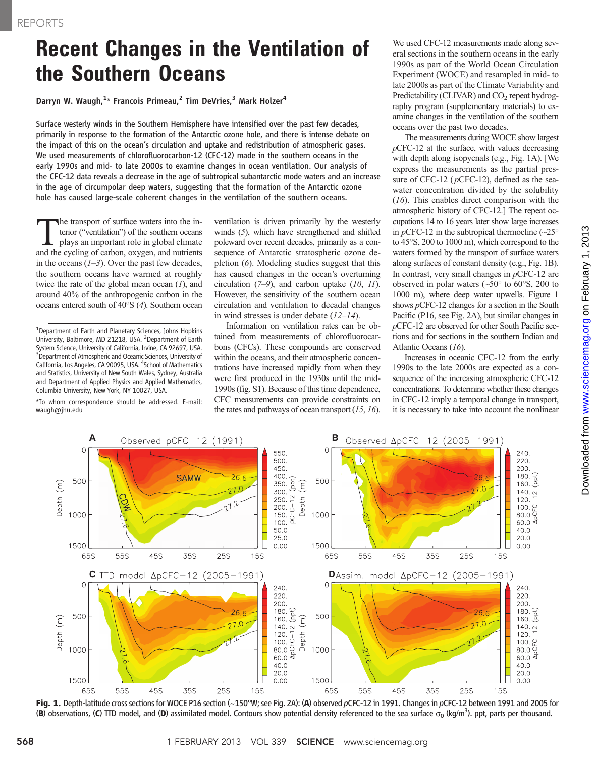# Recent Changes in the Ventilation of the Southern Oceans

**Darryn W. Waugh,[1]* Francois Primeau,[2] Tim DeVries,[3] Mark Holzer[4]**

**Surface westerly winds in the Southern Hemisphere have intensified over the past few decades, primarily in response to the formation of the Antarctic ozone hole, and there is intense debate on the impact of this on the ocean's circulation and uptake and redistribution of atmospheric gases. We used measurements of chlorofluorocarbon-12 (CFC-12) made in the southern oceans in the early 1990s and mid- to late 2000s to examine changes in ocean ventilation. Our analysis of the CFC-12 data reveals a decrease in the age of subtropical subantarctic mode waters and an increase in the age of circumpolar deep waters, suggesting that the formation of the Antarctic ozone hole has caused large-scale coherent changes in the ventilation of the southern oceans.**

The transport of surface waters into the interior ("ventilation") of the southern oceans plays an important role in global climate and the cycling of carbon, oxygen, and nutrients in the oceans (*1*–*3*). Over the past few decades, the southern oceans have warmed at roughly twice the rate of the global mean ocean (*1*), and around 40% of the anthropogenic carbon in the oceans entered south of 40°S (*4*). Southern ocean ventilation is driven primarily by the westerly winds (*5*), which have strengthened and shifted poleward over recent decades, primarily as a consequence of Antarctic stratospheric ozone depletion (*6*). Modeling studies suggest that this has caused changes in the ocean's overturning circulation (*7*–*9*), and carbon uptake (*10*, *11*). However, the sensitivity of the southern ocean circulation and ventilation to decadal changes in wind stresses is under debate (*12*–*14*).

Information on ventilation rates can be obtained from measurements of chlorofluorocarbons (CFCs). These compounds are conserved within the oceans, and their atmospheric concentrations have increased rapidly from when they were first produced in the 1930s until the mid-1990s (fig. S1). Because of this time dependence, CFC measurements can provide constraints on the rates and pathways of ocean transport (*15*, *16*).

We used CFC-12 measurements made along several sections in the southern oceans in the early 1990s as part of the World Ocean Circulation Experiment (WOCE) and resampled in mid- to late 2000s as part of the Climate Variability and Predictability (CLIVAR) and $CO_2$ repeat hydrography program (supplementary materials) to examine changes in the ventilation of the southern oceans over the past two decades.

The measurements during WOCE show largest *p*CFC-12 at the surface, with values decreasing with depth along isopycnals (e.g., Fig. 1A). [We express the measurements as the partial pressure of CFC-12 (*p*CFC-12), defined as the seawater concentration divided by the solubility (*16*). This enables direct comparison with the atmospheric history of CFC-12.] The repeat occupations 14 to 16 years later show large increases in *p*CFC-12 in the subtropical thermocline (~25° to 45°S, 200 to 1000 m), which correspond to the waters formed by the transport of surface waters along surfaces of constant density (e.g., Fig. 1B). In contrast, very small changes in *p*CFC-12 are observed in polar waters (~50° to 60°S, 200 to 1000 m), where deep water upwells. Figure 1 shows *p*CFC-12 changes for a section in the South Pacific (P16, see Fig. 2A), but similar changes in *p*CFC-12 are observed for other South Pacific sections and for sections in the southern Indian and Atlantic Oceans (*16*).

Increases in oceanic CFC-12 from the early 1990s to the late 2000s are expected as a consequence of the increasing atmospheric CFC-12 concentrations. To determine whether these changes in CFC-12 imply a temporal change in transport, it is necessary to take into account the nonlinear

[1]Department of Earth and Planetary Sciences, Johns Hopkins University, Baltimore, MD 21218, USA. [2]Department of Earth System Science, University of California, Irvine, CA 92697, USA. [3]Department of Atmospheric and Oceanic Sciences, University of California, Los Angeles, CA 90095, USA. [4]School of Mathematics and Statistics, University of New South Wales, Sydney, Australia and Department of Applied Physics and Applied Mathematics, Columbia University, New York, NY 10027, USA.

*To whom correspondence should be addressed. E-mail: waugh@jhu.edu

**Fig. 1.** Depth-latitude cross sections for WOCE P16 section (~150°W; see Fig. 2A): (**A**) observed *p*CFC-12 in 1991. Changes in *p*CFC-12 between 1991 and 2005 for (**B**) observations, (**C**) TTD model, and (**D**) assimilated model. Contours show potential density referenced to the sea surface $\sigma_0$ (kg/m$^3$). ppt, parts per thousand.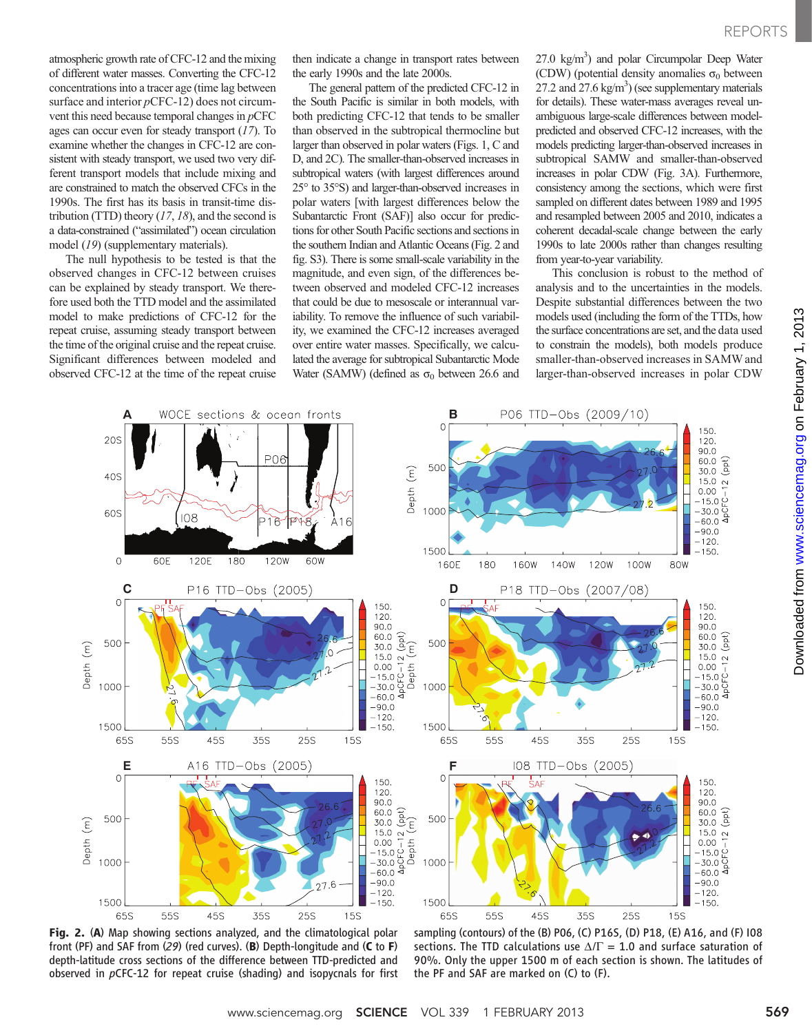atmospheric growth rate of CFC-12 and the mixing of different water masses. Converting the CFC-12 concentrations into a tracer age (time lag between surface and interior *p*CFC-12) does not circumvent this need because temporal changes in *p*CFC ages can occur even for steady transport (*17*). To examine whether the changes in CFC-12 are consistent with steady transport, we used two very different transport models that include mixing and are constrained to match the observed CFCs in the 1990s. The first has its basis in transit-time distribution (TTD) theory (*17*, *18*), and the second is a data-constrained ("assimilated") ocean circulation model (*19*) (supplementary materials).

The null hypothesis to be tested is that the observed changes in CFC-12 between cruises can be explained by steady transport. We therefore used both the TTD model and the assimilated model to make predictions of CFC-12 for the repeat cruise, assuming steady transport between the time of the original cruise and the repeat cruise. Significant differences between modeled and observed CFC-12 at the time of the repeat cruise then indicate a change in transport rates between the early 1990s and the late 2000s.

The general pattern of the predicted CFC-12 in the South Pacific is similar in both models, with both predicting CFC-12 that tends to be smaller than observed in the subtropical thermocline but larger than observed in polar waters (Figs. 1, C and D, and 2C). The smaller-than-observed increases in subtropical waters (with largest differences around 25° to 35°S) and larger-than-observed increases in polar waters [with largest differences below the Subantarctic Front (SAF)] also occur for predictions for other South Pacific sections and sections in the southern Indian and Atlantic Oceans (Fig. 2 and fig. S3). There is some small-scale variability in the magnitude, and even sign, of the differences between observed and modeled CFC-12 increases that could be due to mesoscale or interannual variability. To remove the influence of such variability, we examined the CFC-12 increases averaged over entire water masses. Specifically, we calculated the average for subtropical Subantarctic Mode Water (SAMW) (defined as $\sigma_0$ between 26.6 and 27.0 kg/m$^3$) and polar Circumpolar Deep Water (CDW) (potential density anomalies $\sigma_0$ between 27.2 and 27.6 kg/m$^3$) (see supplementary materials for details). These water-mass averages reveal unambiguous large-scale differences between model-predicted and observed CFC-12 increases, with the models predicting larger-than-observed increases in subtropical SAMW and smaller-than-observed increases in polar CDW (Fig. 3A). Furthermore, consistency among the sections, which were first sampled on different dates between 1989 and 1995 and resampled between 2005 and 2010, indicates a coherent decadal-scale change between the early 1990s to late 2000s rather than changes resulting from year-to-year variability.

This conclusion is robust to the method of analysis and to the uncertainties in the models. Despite substantial differences between the two models used (including the form of the TTDs, how the surface concentrations are set, and the data used to constrain the models), both models produce smaller-than-observed increases in SAMW and larger-than-observed increases in polar CDW

**Fig. 2.** (**A**) Map showing sections analyzed, and the climatological polar front (PF) and SAF from (*29*) (red curves). (**B**) Depth-longitude and (**C** to **F**) depth-latitude cross sections of the difference between TTD-predicted and observed in *p*CFC-12 for repeat cruise (shading) and isopycnals for first sampling (contours) of the (B) P06, (C) P16S, (D) P18, (E) A16, and (F) I08 sections. The TTD calculations use $\Delta/\Gamma = 1.0$ and surface saturation of 90%. Only the upper 1500 m of each section is shown. The latitudes of the PF and SAF are marked on (C) to (F).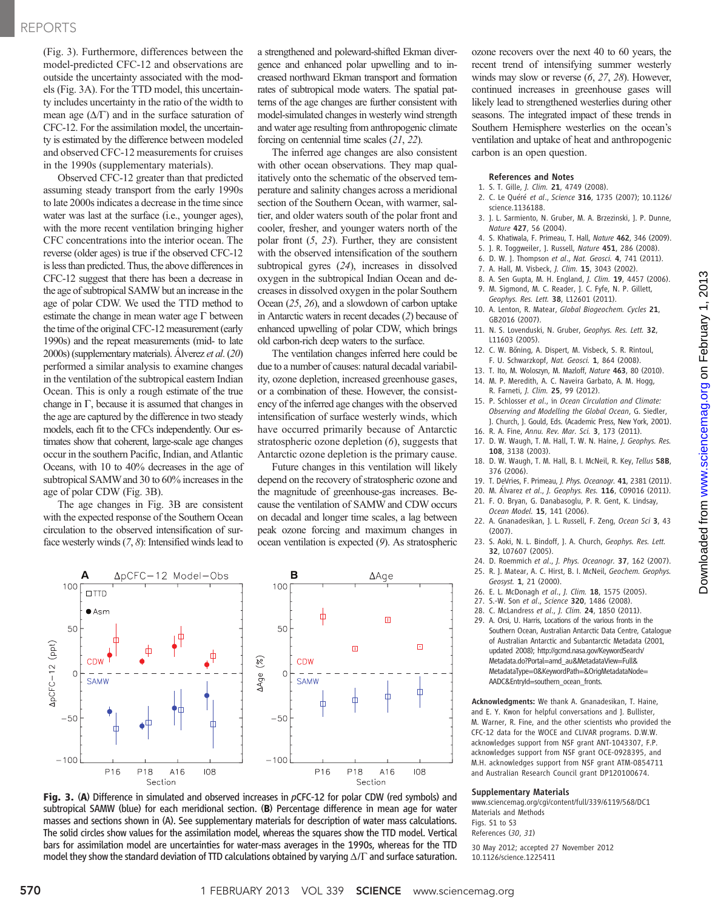(Fig. 3). Furthermore, differences between the model-predicted CFC-12 and observations are outside the uncertainty associated with the models (Fig. 3A). For the TTD model, this uncertainty includes uncertainty in the ratio of the width to mean age (Δ/Γ) and in the surface saturation of CFC-12. For the assimilation model, the uncertainty is estimated by the difference between modeled and observed CFC-12 measurements for cruises in the 1990s (supplementary materials).

Observed CFC-12 greater than that predicted assuming steady transport from the early 1990s to late 2000s indicates a decrease in the time since water was last at the surface (i.e., younger ages), with the more recent ventilation bringing higher CFC concentrations into the interior ocean. The reverse (older ages) is true if the observed CFC-12 is less than predicted. Thus, the above differences in CFC-12 suggest that there has been a decrease in the age of subtropical SAMW but an increase in the age of polar CDW. We used the TTD method to estimate the change in mean water age Γ between the time of the original CFC-12 measurement (early 1990s) and the repeat measurements (mid- to late 2000s) (supplementary materials). Álverez *et al.* (20) performed a similar analysis to examine changes in the ventilation of the subtropical eastern Indian Ocean. This is only a rough estimate of the true change in Γ, because it is assumed that changes in the age are captured by the difference in two steady models, each fit to the CFCs independently. Our estimates show that coherent, large-scale age changes occur in the southern Pacific, Indian, and Atlantic Oceans, with 10 to 40% decreases in the age of subtropical SAMW and 30 to 60% increases in the age of polar CDW (Fig. 3B).

The age changes in Fig. 3B are consistent with the expected response of the Southern Ocean circulation to the observed intensification of surface westerly winds (7, 8): Intensified winds lead to a strengthened and poleward-shifted Ekman divergence and enhanced polar upwelling and to increased northward Ekman transport and formation rates of subtropical mode waters. The spatial patterns of the age changes are further consistent with model-simulated changes in westerly wind strength and water age resulting from anthropogenic climate forcing on centennial time scales (21, 22).

The inferred age changes are also consistent with other ocean observations. They map qualitatively onto the schematic of the observed temperature and salinity changes across a meridional section of the Southern Ocean, with warmer, saltier, and older waters south of the polar front and cooler, fresher, and younger waters north of the polar front (5, 23). Further, they are consistent with the observed intensification of the southern subtropical gyres (24), increases in dissolved oxygen in the subtropical Indian Ocean and decreases in dissolved oxygen in the polar Southern Ocean (25, 26), and a slowdown of carbon uptake in Antarctic waters in recent decades (2) because of enhanced upwelling of polar CDW, which brings old carbon-rich deep waters to the surface.

The ventilation changes inferred here could be due to a number of causes: natural decadal variability, ozone depletion, increased greenhouse gases, or a combination of these. However, the consistency of the inferred age changes with the observed intensification of surface westerly winds, which have occurred primarily because of Antarctic stratospheric ozone depletion (6), suggests that Antarctic ozone depletion is the primary cause.

Future changes in this ventilation will likely depend on the recovery of stratospheric ozone and the magnitude of greenhouse-gas increases. Because the ventilation of SAMW and CDW occurs on decadal and longer time scales, a lag between peak ozone forcing and maximum changes in ocean ventilation is expected (9). As stratospheric ozone recovers over the next 40 to 60 years, the recent trend of intensifying summer westerly winds may slow or reverse (6, 27, 28). However, continued increases in greenhouse gases will likely lead to strengthened westerlies during other seasons. The integrated impact of these trends in Southern Hemisphere westerlies on the ocean's ventilation and uptake of heat and anthropogenic carbon is an open question.

A ΔpCFC−12 Model−Obs

□ TTD
● Asm
CDW
SAMW
ΔpCFC−12 (ppt)
100
50
0
−50
−100
P16 P18 A16 I08
Section

B ΔAge

CDW
SAMW
ΔAge (%)
100
50
0
−50
−100
P16 P18 A16 I08
Section

**Fig. 3.** (**A**) Difference in simulated and observed increases in *p*CFC-12 for polar CDW (red symbols) and subtropical SAMW (blue) for each meridional section. (**B**) Percentage difference in mean age for water masses and sections shown in (A). See supplementary materials for description of water mass calculations. The solid circles show values for the assimilation model, whereas the squares show the TTD model. Vertical bars for assimilation model are uncertainties for water-mass averages in the 1990s, whereas for the TTD model they show the standard deviation of TTD calculations obtained by varying Δ/Γ and surface saturation.

### References and Notes

1. S. T. Gille, *J. Clim.* **21**, 4749 (2008).
2. C. Le Quéré *et al.*, *Science* **316**, 1735 (2007); 10.1126/science.1136188.
3. J. L. Sarmiento, N. Gruber, M. A. Brzezinski, J. P. Dunne, *Nature* **427**, 56 (2004).
4. S. Khatiwala, F. Primeau, T. Hall, *Nature* **462**, 346 (2009).
5. J. R. Toggweiler, J. Russell, *Nature* **451**, 286 (2008).
6. D. W. J. Thompson *et al.*, *Nat. Geosci.* **4**, 741 (2011).
7. A. Hall, M. Visbeck, *J. Clim.* **15**, 3043 (2002).
8. A. Sen Gupta, M. H. England, *J. Clim.* **19**, 4457 (2006).
9. M. Sigmond, M. C. Reader, J. C. Fyfe, N. P. Gillett, *Geophys. Res. Lett.* **38**, L12601 (2011).
10. A. Lenton, R. Matear, *Global Biogeochem. Cycles* **21**, GB2016 (2007).
11. N. S. Lovenduski, N. Gruber, *Geophys. Res. Lett.* **32**, L11603 (2005).
12. C. W. Böning, A. Dispert, M. Visbeck, S. R. Rintoul, F. U. Schwarzkopf, *Nat. Geosci.* **1**, 864 (2008).
13. T. Ito, M. Woloszyn, M. Mazloff, *Nature* **463**, 80 (2010).
14. M. P. Meredith, A. C. Naveira Garbato, A. M. Hogg, R. Farneti, *J. Clim.* **25**, 99 (2012).
15. P. Schlosser *et al.*, in *Ocean Circulation and Climate: Observing and Modelling the Global Ocean*, G. Siedler, J. Church, J. Gould, Eds. (Academic Press, New York, 2001).
16. R. A. Fine, *Annu. Rev. Mar. Sci.* **3**, 173 (2011).
17. D. W. Waugh, T. M. Hall, T. W. N. Haine, *J. Geophys. Res.* **108**, 3138 (2003).
18. D. W. Waugh, T. M. Hall, B. I. McNeil, R. Key, *Tellus* **58B**, 376 (2006).
19. T. DeVries, F. Primeau, *J. Phys. Oceanogr.* **41**, 2381 (2011).
20. M. Álvarez *et al.*, *J. Geophys. Res.* **116**, C09016 (2011).
21. F. O. Bryan, G. Danabasoglu, P. R. Gent, K. Lindsay, *Ocean Model.* **15**, 141 (2006).
22. A. Gnanadesikan, J. L. Russell, F. Zeng, *Ocean Sci* **3**, 43 (2007).
23. S. Aoki, N. L. Bindoff, J. A. Church, *Geophys. Res. Lett.* **32**, L07607 (2005).
24. D. Roemmich *et al.*, *J. Phys. Oceanogr.* **37**, 162 (2007).
25. R. J. Matear, A. C. Hirst, B. I. McNeil, *Geochem. Geophys. Geosyst.* **1**, 21 (2000).
26. E. L. McDonagh *et al.*, *J. Clim.* **18**, 1575 (2005).
27. S.-W. Son *et al.*, *Science* **320**, 1486 (2008).
28. C. McLandress *et al.*, *J. Clim.* **24**, 1850 (2011).
29. A. Orsi, U. Harris, Locations of the various fronts in the Southern Ocean, Australian Antarctic Data Centre, Catalogue of Australian Antarctic and Subantarctic Metadata (2001, updated 2008); http://gcmd.nasa.gov/KeywordSearch/Metadata.do?Portal=amd_au&MetadataView=Full&MetadataType=0&KeywordPath=&OrigMetadataNode=AADC&EntryId=southern_ocean_fronts.

**Acknowledgments:** We thank A. Gnanadesikan, T. Haine, and E. Y. Kwon for helpful conversations and J. Bullister, M. Warner, R. Fine, and the other scientists who provided the CFC-12 data for the WOCE and CLIVAR programs. D.W.W. acknowledges support from NSF grant ANT-1043307, F.P. acknowledges support from NSF grant OCE-0928395, and M.H. acknowledges support from NSF grant ATM-0854711 and Australian Research Council grant DP120100674.

### Supplementary Materials

www.sciencemag.org/cgi/content/full/339/6119/568/DC1
Materials and Methods
Figs. S1 to S3
References (30, 31)

30 May 2012; accepted 27 November 2012
10.1126/science.1225411